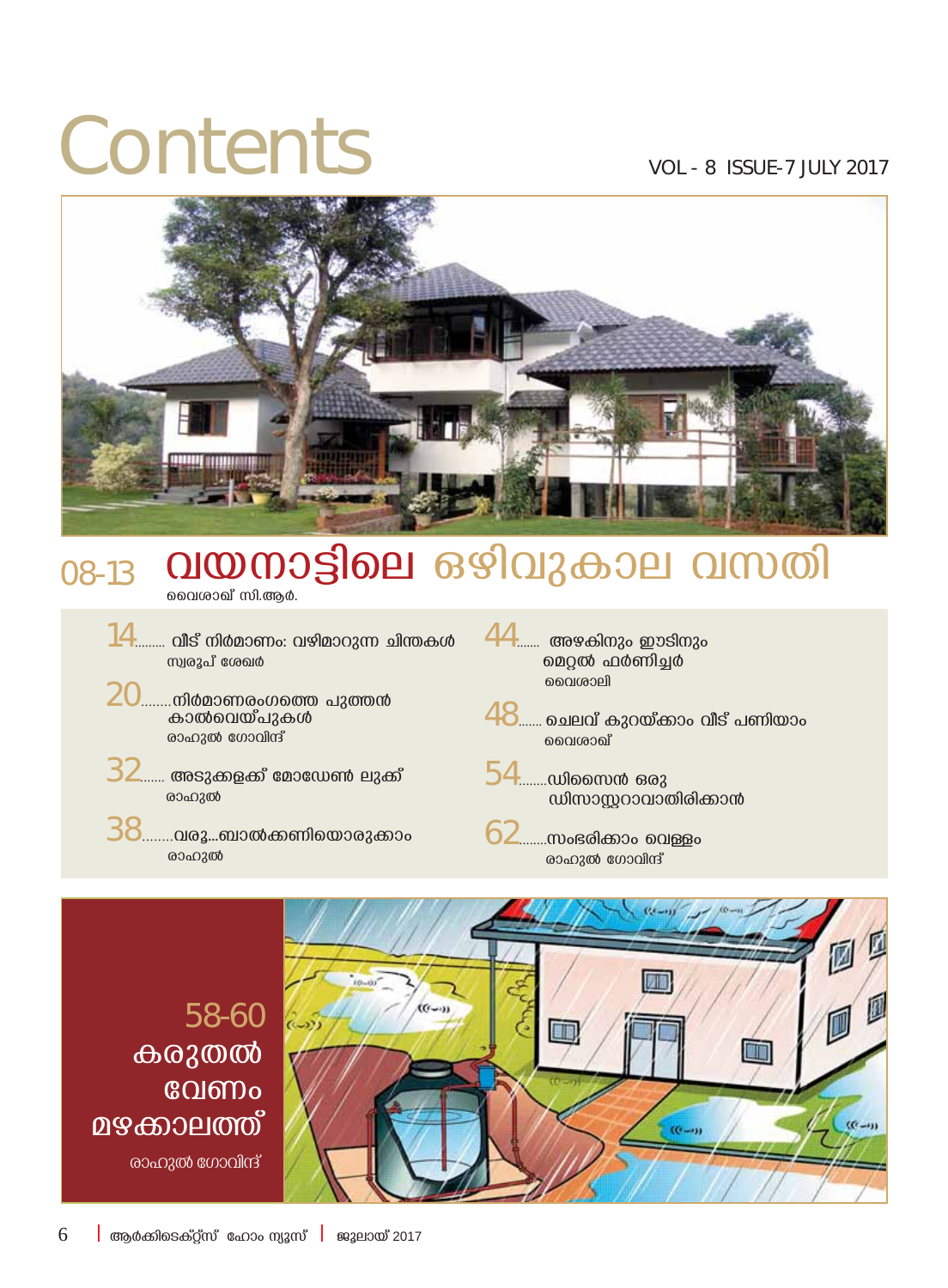# Contents

VOL - 8 ISSUE-7 JULY 2017

## 08-13 വയനാട്ടിലെ ഒഴിവുകാല വസതി

വൈശാഖ് സി.ആർ.

**14**......... വീട് നിർമാണം: വഴിമാറുന്ന ചിന്തകൾ
സ്വരൂപ് ശേഖർ

**20**........നിർമാണരംഗത്തെ പുത്തൻ കാൽവെയ്പുകൾ
രാഹുൽ ഗോവിന്ദ്

**32**....... അടുക്കളക്ക് മോഡേൺ ലുക്ക്
രാഹുൽ

**38**........വരൂ...ബാൽക്കണിയൊരുക്കാം
രാഹുൽ

**44**....... അഴകിനും ഈടിനും മെറ്റൽ ഫർണിച്ചർ
വൈശാലി

**48**....... ചെലവ് കുറയ്ക്കാം വീട് പണിയാം
വൈശാഖ്

**54**........ഡിസൈൻ ഒരു ഡിസാസ്റ്ററാവാതിരിക്കാൻ

**62**........സംഭരിക്കാം വെള്ളം
രാഹുൽ ഗോവിന്ദ്

**58-60**
**കരുതൽ വേണം മഴക്കാലത്ത്**
രാഹുൽ ഗോവിന്ദ്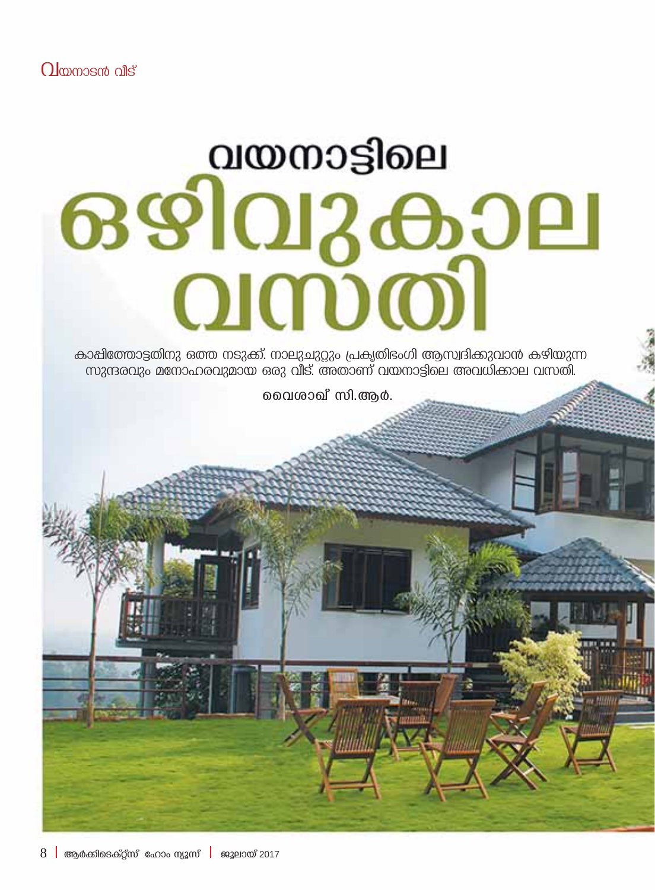# വയനാട്ടിലെ ഒഴിവുകാല വസതി

കാപ്പിത്തോട്ടതിനു ഒത്ത നടുക്ക്. നാലുചുറ്റും പ്രകൃതിഭംഗി ആസ്വദിക്കുവാൻ കഴിയുന്ന സുന്ദരവും മനോഹരവുമായ ഒരു വീട്. അതാണ് വയനാട്ടിലെ അവധിക്കാല വസതി.

**വൈശാഖ് സി.ആർ.**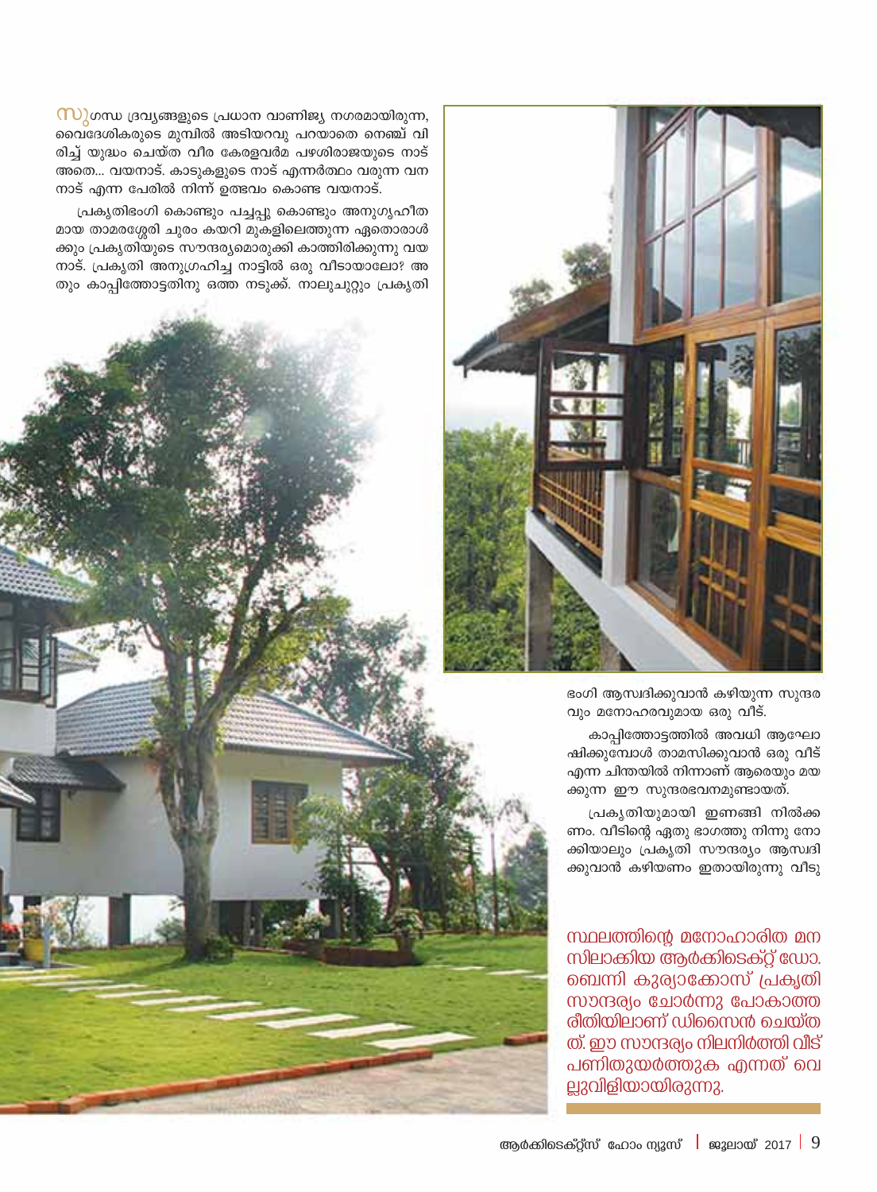സുഗന്ധ ദ്രവ്യങ്ങളുടെ പ്രധാന വാണിജ്യ നഗരമായിരുന്ന, വൈദേശികരുടെ മുമ്പിൽ അടിയറവു പറയാതെ നെഞ്ച് വിരിച്ച് യുദ്ധം ചെയ്ത വീര കേരളവർമ്മ പഴശിരാജയുടെ നാട് അതെ... വയനാട്. കാടുകളുടെ നാട് എന്നർത്ഥം വരുന്ന വനനാട് എന്ന പേരിൽ നിന്ന് ഉത്ഭവം കൊണ്ട വയനാട്.

പ്രകൃതിഭംഗി കൊണ്ടും പച്ചപ്പു കൊണ്ടും അനുഗൃഹീതമായ താമരശ്ശേരി ചുരം കയറി മുകളിലെത്തുന്ന ഏതൊരാൾക്കും പ്രകൃതിയുടെ സൗന്ദര്യമൊരുക്കി കാത്തിരിക്കുന്നു വയനാട്. പ്രകൃതി അനുഗ്രഹിച്ച നാട്ടിൽ ഒരു വീടായാലോ? അതും കാപ്പിത്തോട്ടതിനു ഒത്ത നടുക്ക്. നാലുചുറ്റും പ്രകൃതി ഭംഗി ആസ്വദിക്കുവാൻ കഴിയുന്ന സുന്ദരവും മനോഹരവുമായ ഒരു വീട്.

കാപ്പിത്തോട്ടത്തിൽ അവധി ആഘോഷിക്കുമ്പോൾ താമസിക്കുവാൻ ഒരു വീട് എന്ന ചിന്തയിൽ നിന്നാണ് ആരെയും മയക്കുന്ന ഈ സുന്ദരഭവനമുണ്ടായത്.

പ്രകൃതിയുമായി ഇണങ്ങി നിൽക്കണം. വീടിന്റെ ഏതു ഭാഗത്തു നിന്നു നോക്കിയാലും പ്രകൃതി സൗന്ദര്യം ആസ്വദിക്കുവാൻ കഴിയണം ഇതായിരുന്നു വീടു

**സ്ഥലത്തിന്റെ മനോഹാരിത മനസിലാക്കിയ ആർക്കിടെക്റ്റ് ഡോ. ബെന്നി കുര്യാക്കോസ് പ്രകൃതി സൗന്ദര്യം ചോർന്നു പോകാത്ത രീതിയിലാണ് ഡിസൈൻ ചെയ്തത്. ഈ സൗന്ദര്യം നിലനിർത്തി വീട് പണിതുയർത്തുക എന്നത് വെല്ലുവിളിയായിരുന്നു.**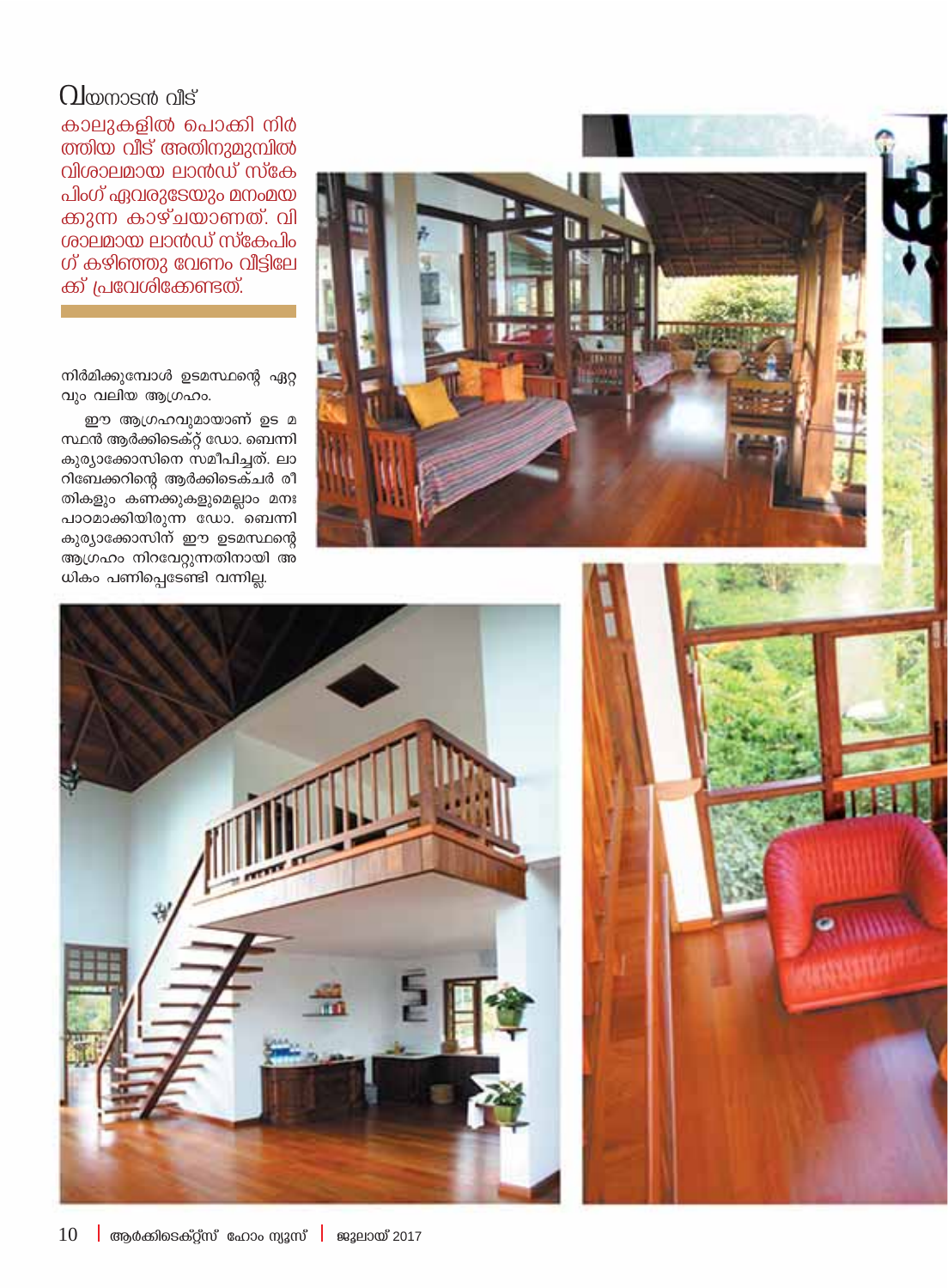## വയനാടൻ വീട്

കാലുകളിൽ പൊക്കി നിർത്തിയ വീട് അതിനുമുമ്പിൽ വിശാലമായ ലാൻഡ് സ്കേപിംഗ് ഏവരുടേയും മനംമയക്കുന്ന കാഴ്ചയാണത്. വിശാലമായ ലാൻഡ് സ്കേപിംഗ് കഴിഞ്ഞു വേണം വീട്ടിലേക്ക് പ്രവേശിക്കേണ്ടത്.

നിർമിക്കുമ്പോൾ ഉടമസ്ഥന്റെ ഏറ്റവും വലിയ ആഗ്രഹം.

ഈ ആഗ്രഹവുമായാണ് ഉടമസ്ഥൻ ആർക്കിടെക്റ്റ് ഡോ. ബെന്നി കുര്യാക്കോസിനെ സമീപിച്ചത്. ലാറിബേക്കറിന്റെ ആർക്കിടെക്ചർ രീതികളും കണക്കുകളുമെല്ലാം മനഃപാഠമാക്കിയിരുന്ന ഡോ. ബെന്നി കുര്യാക്കോസിന് ഈ ഉടമസ്ഥന്റെ ആഗ്രഹം നിറവേറ്റുന്നതിനായി അധികം പണിപ്പെടേണ്ടി വന്നില്ല.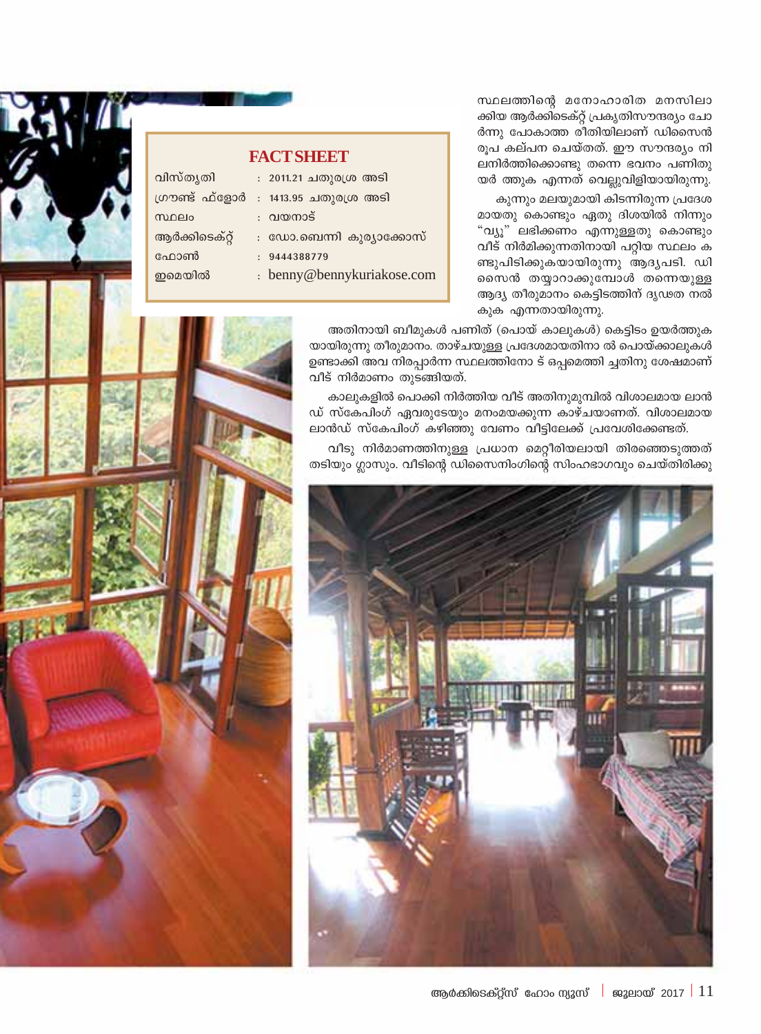## FACT SHEET

| | |
|---|---|
| വിസ്തൃതി | : 2011.21 ചതുരശ്ര അടി |
| ഗ്രൗണ്ട് ഫ്ളോർ | : 1413.95 ചതുരശ്ര അടി |
| സ്ഥലം | : വയനാട് |
| ആർക്കിടെക്റ്റ് | : ഡോ.ബെന്നി കുര്യാക്കോസ് |
| ഫോൺ | : 9444388779 |
| ഇമെയിൽ | : benny@bennykuriakose.com |

സ്ഥലത്തിന്റെ മനോഹാരിത മനസിലാക്കിയ ആർക്കിടെക്റ്റ് പ്രകൃതിസൗന്ദര്യം ചോർന്നു പോകാത്ത രീതിയിലാണ് ഡിസൈൻ രൂപ കല്പന ചെയ്തത്. ഈ സൗന്ദര്യം നിലനിർത്തിക്കൊണ്ടു തന്നെ ഭവനം പണിതുയർ ത്തുക എന്നത് വെല്ലുവിളിയായിരുന്നു.

കുന്നും മലയുമായി കിടന്നിരുന്ന പ്രദേശമായതു കൊണ്ടും ഏതു ദിശയിൽ നിന്നും "വ്യൂ" ലഭിക്കണം എന്നുള്ളതു കൊണ്ടും വീട് നിർമിക്കുന്നതിനായി പറ്റിയ സ്ഥലം കണ്ടുപിടിക്കുകയായിരുന്നു ആദ്യപടി. ഡിസൈൻ തയ്യാറാക്കുമ്പോൾ തന്നെയുള്ള ആദ്യ തീരുമാനം കെട്ടിടത്തിന് ദൃഢത നൽകുക എന്നതായിരുന്നു.

അതിനായി ബീമുകൾ പണിത് (പൊയ് കാലുകൾ) കെട്ടിടം ഉയർത്തുകയായിരുന്നു തീരുമാനം. താഴ്ചയുള്ള പ്രദേശമായതിനാ ൽ പൊയ്ക്കാലുകൾ ഉണ്ടാക്കി അവ നിരപ്പാർന്ന സ്ഥലത്തിനോ ട് ഒപ്പമെത്തി ച്ചതിനു ശേഷമാണ് വീട് നിർമാണം തുടങ്ങിയത്.

കാലുകളിൽ പൊക്കി നിർത്തിയ വീട് അതിനുമുമ്പിൽ വിശാലമായ ലാൻഡ് സ്കേപിംഗ് ഏവരുടേയും മനംമയക്കുന്ന കാഴ്ചയാണത്. വിശാലമായ ലാൻഡ് സ്കേപിംഗ് കഴിഞ്ഞു വേണം വീട്ടിലേക്ക് പ്രവേശിക്കേണ്ടത്.

വീടു നിർമാണത്തിനുള്ള പ്രധാന മെറ്റീരിയലായി തിരഞ്ഞെടുത്തത് തടിയും ഗ്ലാസും. വീടിന്റെ ഡിസൈനിംഗിന്റെ സിംഹഭാഗവും ചെയ്തിരിക്കു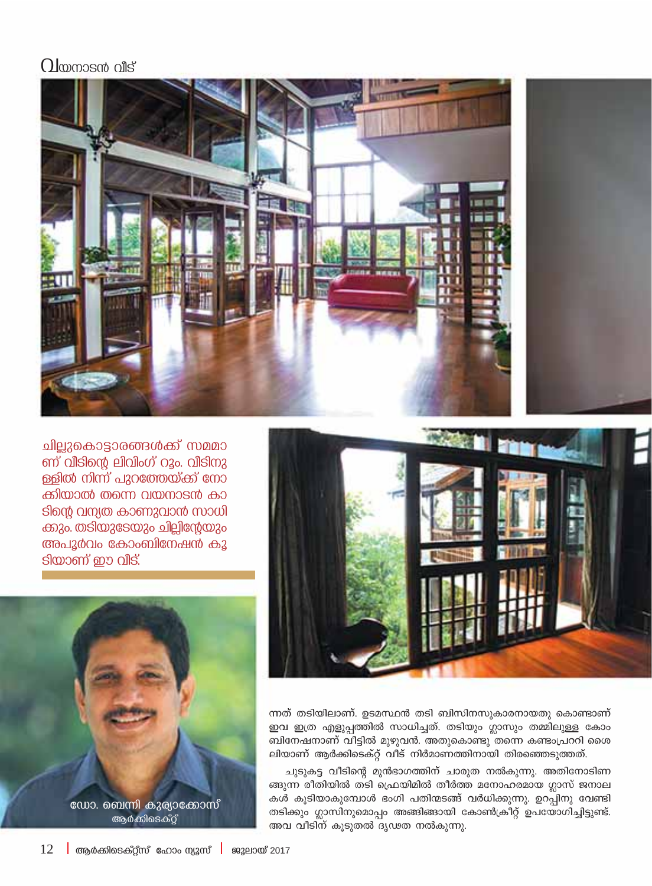## വയനാടൻ വീട്

ചില്ലുകൊട്ടാരങ്ങൾക്ക് സമമാണ് വീടിന്റെ ലിവിംഗ് റൂം. വീടിനുള്ളിൽ നിന്ന് പുറത്തേയ്ക്ക് നോക്കിയാൽ തന്നെ വയനാടൻ കാടിന്റെ വന്യത കാണുവാൻ സാധിക്കും. തടിയുടേയും ചില്ലിന്റേയും അപൂർവം കോംബിനേഷൻ കൂടിയാണ് ഈ വീട്.

ഡോ. ബെന്നി കുര്യാക്കോസ്
ആർക്കിടെക്റ്റ്

ന്നത് തടിയിലാണ്. ഉടമസ്ഥൻ തടി ബിസിനസുകാരനായതു കൊണ്ടാണ് ഇവ ഇത്ര എളുപ്പത്തിൽ സാധിച്ചത്. തടിയും ഗ്ലാസും തമ്മിലുള്ള കോംബിനേഷനാണ് വീട്ടിൽ മുഴുവൻ. അതുകൊണ്ടു തന്നെ കണ്ടംപ്രററി ശൈലിയാണ് ആർക്കിടെക്റ്റ് വീട് നിർമാണത്തിനായി തിരഞ്ഞെടുത്തത്.

ചുടുകട്ട വീടിന്റെ മുൻഭാഗത്തിന് ചാരുത നൽകുന്നു. അതിനോടിണങ്ങുന്ന രീതിയിൽ തടി ഫ്രെയിമിൽ തീർത്ത മനോഹരമായ ഗ്ലാസ് ജനാലകൾ കൂടിയാകുമ്പോൾ ഭംഗി പതിന്മടങ്ങ് വർധിക്കുന്നു. ഉറപ്പിനു വേണ്ടി തടിക്കും ഗ്ലാസിനുമൊപ്പം അങ്ങിങ്ങായി കോൺക്രീറ്റ് ഉപയോഗിച്ചിട്ടുണ്ട്. അവ വീടിന് കൂടുതൽ ദൃഢത നൽകുന്നു.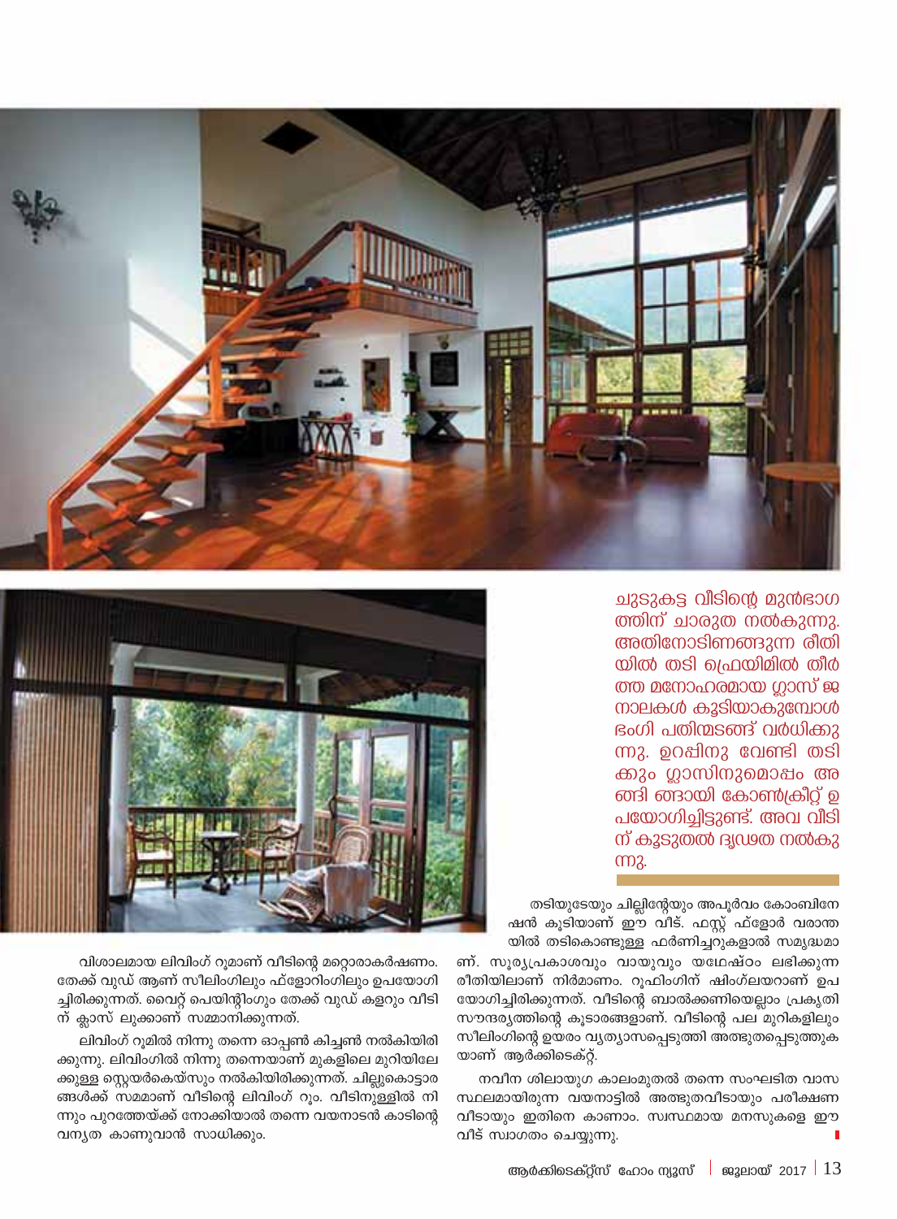ചുടുകട്ട വീടിന്റെ മുൻഭാഗത്തിന് ചാരുത നൽകുന്നു. അതിനോടിണങ്ങുന്ന രീതിയിൽ തടി ഫ്രെയിമിൽ തീർത്ത മനോഹരമായ ഗ്ലാസ് ജനാലകൾ കൂടിയാകുമ്പോൾ ഭംഗി പതിന്മടങ്ങ് വർധിക്കുന്നു. ഉറപ്പിനു വേണ്ടി തടിക്കും ഗ്ലാസിനുമൊപ്പം അങ്ങിങ്ങായി കോൺക്രീറ്റ് ഉപയോഗിച്ചിട്ടുണ്ട്. അവ വീടിന് കൂടുതൽ ദൃഢത നൽകുന്നു.

വിശാലമായ ലിവിംഗ് റൂമാണ് വീടിന്റെ മറ്റൊരാകർഷണം. തേക്ക് വുഡ് ആണ് സീലിംഗിലും ഫ്ളോറിംഗിലും ഉപയോഗിച്ചിരിക്കുന്നത്. വൈറ്റ് പെയിന്റിംഗും തേക്ക് വുഡ് കളറും വീടിന് ക്ലാസ് ലുക്കാണ് സമ്മാനിക്കുന്നത്.

ലിവിംഗ് റൂമിൽ നിന്നു തന്നെ ഓപ്പൺ കിച്ചൺ നൽകിയിരിക്കുന്നു. ലിവിംഗിൽ നിന്നു തന്നെയാണ് മുകളിലെ മുറിയിലേക്കുള്ള സ്റ്റെയർകെയ്സും നൽകിയിരിക്കുന്നത്. ചില്ലുകൊട്ടാരങ്ങൾക്ക് സമമാണ് വീടിന്റെ ലിവിംഗ് റൂം. വീടിനുള്ളിൽ നിന്നും പുറത്തേയ്ക്ക് നോക്കിയാൽ തന്നെ വയനാടൻ കാടിന്റെ വന്യത കാണുവാൻ സാധിക്കും.

തടിയുടേയും ചില്ലിന്റേയും അപൂർവം കോംബിനേഷൻ കൂടിയാണ് ഈ വീട്. ഫസ്റ്റ് ഫ്ളോർ വരാന്തയിൽ തടികൊണ്ടുള്ള ഫർണിച്ചറുകളാൽ സമൃദ്ധമാണ്. സൂര്യപ്രകാശവും വായുവും യഥേഷ്ടം ലഭിക്കുന്ന രീതിയിലാണ് നിർമാണം. റൂഫിംഗിന് ഷിംഗ്ലയറാണ് ഉപയോഗിച്ചിരിക്കുന്നത്. വീടിന്റെ ബാൽക്കണിയെല്ലാം പ്രകൃതി സൗന്ദര്യത്തിന്റെ കൂടാരങ്ങളാണ്. വീടിന്റെ പല മുറികളിലും സീലിംഗിന്റെ ഉയരം വ്യത്യാസപ്പെടുത്തി അത്ഭുതപ്പെടുത്തുകയാണ് ആർക്കിടെക്റ്റ്.

നവീന ശിലായുഗ കാലംമുതൽ തന്നെ സംഘടിത വാസസ്ഥലമായിരുന്ന വയനാട്ടിൽ അത്ഭുതവീടായും പരീക്ഷണ വീടായും ഇതിനെ കാണാം. സ്വസ്ഥമായ മനസുകളെ ഈ വീട് സ്വാഗതം ചെയ്യുന്നു.